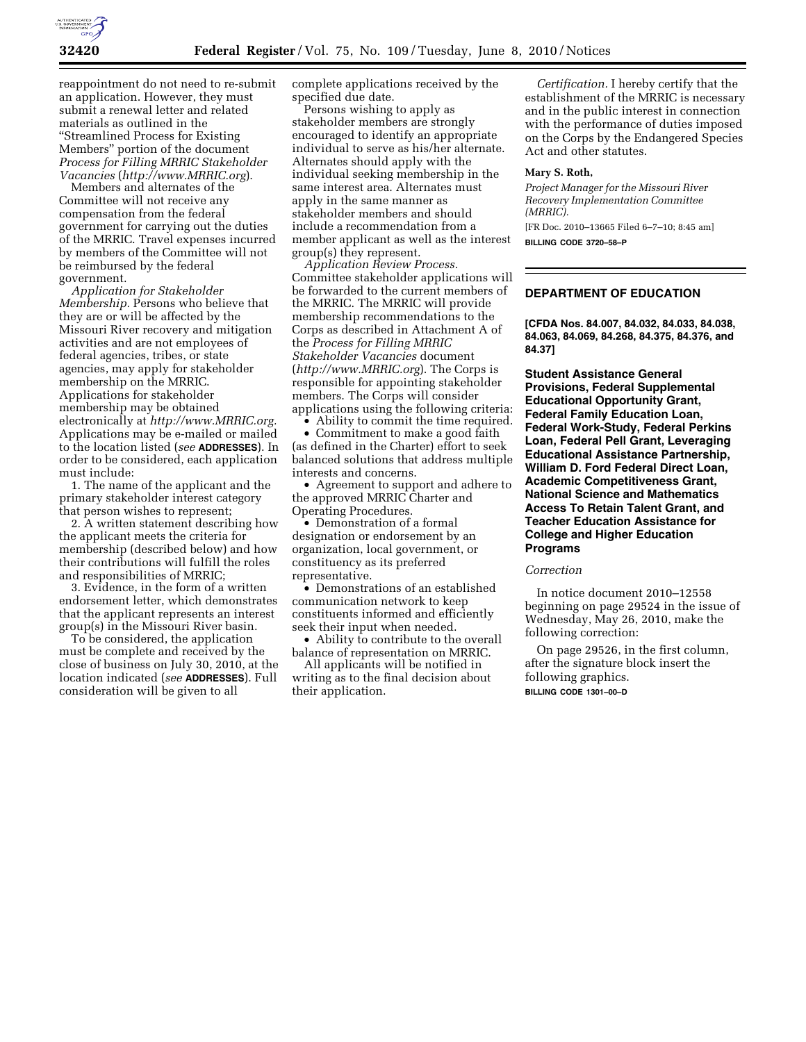reappointment do not need to re-submit an application. However, they must submit a renewal letter and related materials as outlined in the "Streamlined Process for Existing Members" portion of the document *Process for Filling MRRIC Stakeholder Vacancies* (*http://www.MRRIC.org*).

Members and alternates of the Committee will not receive any compensation from the federal government for carrying out the duties of the MRRIC. Travel expenses incurred by members of the Committee will not be reimbursed by the federal government.

*Application for Stakeholder Membership.* Persons who believe that they are or will be affected by the Missouri River recovery and mitigation activities and are not employees of federal agencies, tribes, or state agencies, may apply for stakeholder membership on the MRRIC. Applications for stakeholder membership may be obtained electronically at *http://www.MRRIC.org.* Applications may be e-mailed or mailed to the location listed (*see* **ADDRESSES**). In order to be considered, each application must include:

1. The name of the applicant and the primary stakeholder interest category that person wishes to represent;
2. A written statement describing how the applicant meets the criteria for membership (described below) and how their contributions will fulfill the roles and responsibilities of MRRIC;
3. Evidence, in the form of a written endorsement letter, which demonstrates that the applicant represents an interest group(s) in the Missouri River basin.

To be considered, the application must be complete and received by the close of business on July 30, 2010, at the location indicated (*see* **ADDRESSES**). Full consideration will be given to all complete applications received by the specified due date.

Persons wishing to apply as stakeholder members are strongly encouraged to identify an appropriate individual to serve as his/her alternate. Alternates should apply with the individual seeking membership in the same interest area. Alternates must apply in the same manner as stakeholder members and should include a recommendation from a member applicant as well as the interest group(s) they represent.

*Application Review Process.* Committee stakeholder applications will be forwarded to the current members of the MRRIC. The MRRIC will provide membership recommendations to the Corps as described in Attachment A of the *Process for Filling MRRIC Stakeholder Vacancies* document (*http://www.MRRIC.org*). The Corps is responsible for appointing stakeholder members. The Corps will consider applications using the following criteria:

- Ability to commit the time required.
- Commitment to make a good faith (as defined in the Charter) effort to seek balanced solutions that address multiple interests and concerns.
- Agreement to support and adhere to the approved MRRIC Charter and Operating Procedures.
- Demonstration of a formal designation or endorsement by an organization, local government, or constituency as its preferred representative.
- Demonstrations of an established communication network to keep constituents informed and efficiently seek their input when needed.
- Ability to contribute to the overall balance of representation on MRRIC.

All applicants will be notified in writing as to the final decision about their application.

*Certification.* I hereby certify that the establishment of the MRRIC is necessary and in the public interest in connection with the performance of duties imposed on the Corps by the Endangered Species Act and other statutes.

**Mary S. Roth,**

*Project Manager for the Missouri River Recovery Implementation Committee (MRRIC).*

[FR Doc. 2010–13665 Filed 6–7–10; 8:45 am]

**BILLING CODE 3720–58–P**

## DEPARTMENT OF EDUCATION

**[CFDA Nos. 84.007, 84.032, 84.033, 84.038, 84.063, 84.069, 84.268, 84.375, 84.376, and 84.37]**

## Student Assistance General Provisions, Federal Supplemental Educational Opportunity Grant, Federal Family Education Loan, Federal Work-Study, Federal Perkins Loan, Federal Pell Grant, Leveraging Educational Assistance Partnership, William D. Ford Federal Direct Loan, Academic Competitiveness Grant, National Science and Mathematics Access To Retain Talent Grant, and Teacher Education Assistance for College and Higher Education Programs

*Correction*

In notice document 2010–12558 beginning on page 29524 in the issue of Wednesday, May 26, 2010, make the following correction:

On page 29526, in the first column, after the signature block insert the following graphics.

**BILLING CODE 1301–00–D**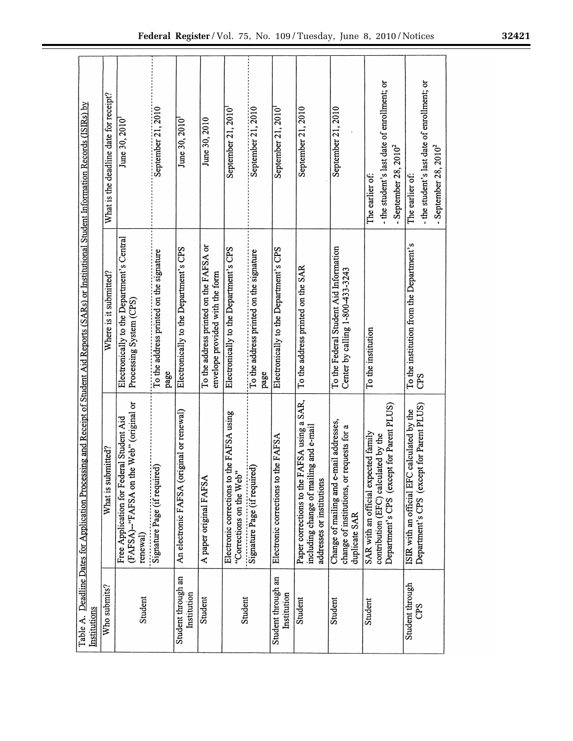Table A. Deadline Dates for Application Processing and Receipt of Student Aid Reports (SARs) or Institutional Student Information Records (ISIRs) by Institutions

| Who submits? | What is submitted? | Where is it submitted? | What is the deadline date for receipt? |
|---|---|---|---|
| Student | Free Application for Federal Student Aid (FAFSA)--"FAFSA on the Web" (original or renewal) | Electronically to the Department's Central Processing System (CPS) | June 30, 2010[1] |
| | Signature Page (if required) | To the address printed on the signature page | September 21, 2010 |
| Student through an Institution | An electronic FAFSA (original or renewal) | Electronically to the Department's CPS | June 30, 2010[1] |
| Student | A paper original FAFSA | To the address printed on the FAFSA or envelope provided with the form | June 30, 2010 |
| Student | Electronic corrections to the FAFSA using "Corrections on the Web" | Electronically to the Department's CPS | September 21, 2010[1] |
| | Signature Page (if required) | To the address printed on the signature page | September 21, 2010 |
| Student through an Institution | Electronic corrections to the FAFSA | Electronically to the Department's CPS | September 21, 2010[1] |
| Student | Paper corrections to the FAFSA using a SAR, including change of mailing and e-mail addresses or institutions | To the address printed on the SAR | September 21, 2010 |
| Student | Change of mailing and e-mail addresses, change of institutions, or requests for a duplicate SAR | To the Federal Student Aid Information Center by calling 1-800-433-3243 | September 21, 2010 |
| Student | SAR with an official expected family contribution (EFC) calculated by the Department's CPS (except for Parent PLUS) | To the institution | The earlier of:<br>- the student's last date of enrollment; or<br>- September 28, 2010[2] |
| Student through CPS | ISIR with an official EFC calculated by the Department's CPS (except for Parent PLUS) | To the institution from the Department's CPS | The earlier of:<br>- the student's last date of enrollment; or<br>- September 28, 2010[2] |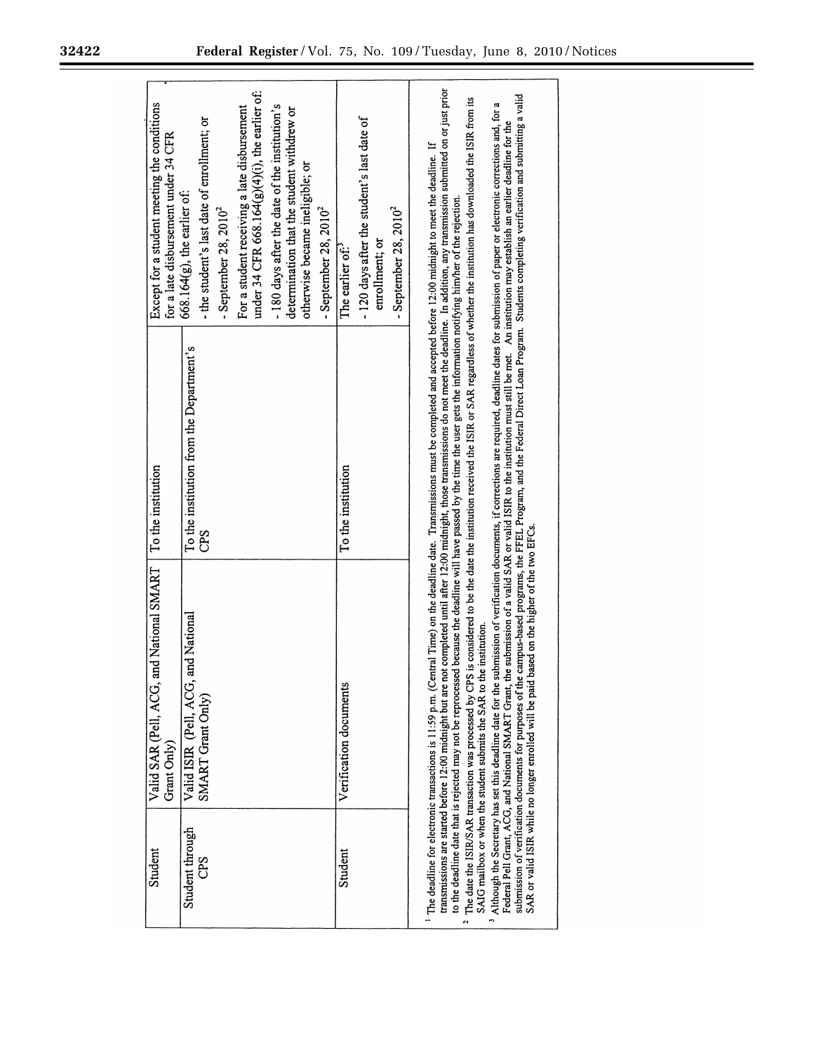| Student | Valid SAR (Pell, ACG, and National SMART Grant Only) | To the institution | Except for a student meeting the conditions for a late disbursement under 34 CFR 668.164(g), the earlier of: |
|---|---|---|---|
| Student through CPS | Valid ISIR (Pell, ACG, and National SMART Grant Only) | To the institution from the Department's CPS | - the student's last date of enrollment; or<br>- September 28, 2010[2]<br>For a student receiving a late disbursement under 34 CFR 668.164(g)(4)(i), the earlier of:<br>- 180 days after the date of the institution's determination that the student withdrew or otherwise became ineligible; or<br>- September 28, 2010[2] |
| Student | Verification documents | To the institution | The earlier of:[3]<br>- 120 days after the student's last date of enrollment; or<br>- September 28, 2010[2] |

[1] The deadline for electronic transactions is 11:59 p.m. (Central Time) on the deadline date. Transmissions must be completed and accepted before 12:00 midnight to meet the deadline. If transmissions are started before 12:00 midnight but are not completed until after 12:00 midnight, those transmissions do not meet the deadline. In addition, any transmission submitted on or just prior to the deadline date that is rejected may not be reprocessed because the deadline will have passed by the time the user gets the information notifying him/her of the rejection.

[2] The date the ISIR/SAR transaction was processed by CPS is considered to be the date the institution received the ISIR or SAR regardless of whether the institution has downloaded the ISIR from its SAIG mailbox or when the student submits the SAR to the institution.

[3] Although the Secretary has set this deadline date for the submission of verification documents, if corrections are required, deadline dates for submission of paper or electronic corrections and, for a Federal Pell Grant, ACG, and National SMART Grant, the submission of a valid SAR or valid ISIR to the institution must still be met. An institution may establish an earlier deadline for the submission of verification documents for purposes of the campus-based programs, the FFEL Program, and the Federal Direct Loan Program. Students completing verification and submitting a valid SAR or valid ISIR while no longer enrolled will be paid based on the higher of the two EFCs.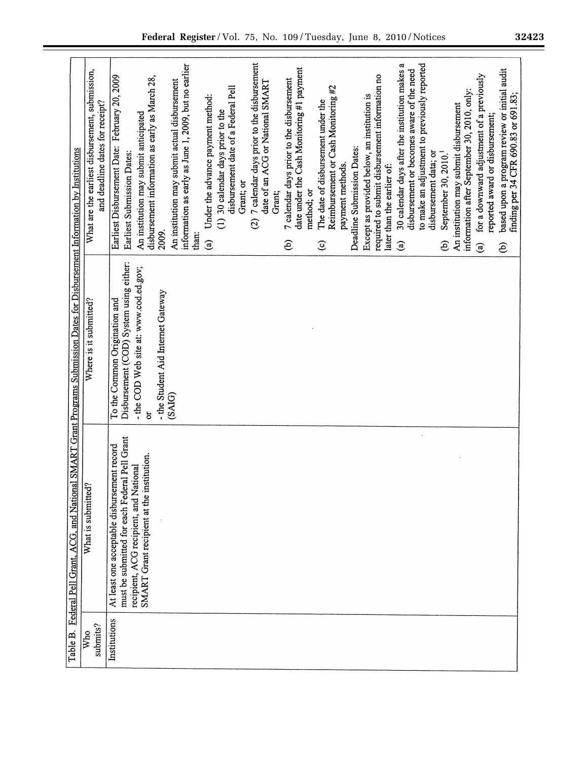Table B. Federal Pell Grant, ACG, and National SMART Grant Programs Submission Dates for Disbursement Information by Institutions

| Who submits? | What is submitted? | Where is it submitted? | What are the earliest disbursement, submission, and deadline dates for receipt? |
|---|---|---|---|
| Institutions | At least one acceptable disbursement record must be submitted for each Federal Pell Grant recipient, ACG recipient, and National SMART Grant recipient at the institution. | To the Common Origination and Disbursement (COD) System using either:<br>- the COD Web site at: www.cod.ed.gov; or<br>- the Student Aid Internet Gateway (SAIG) | Earliest Disbursement Date: February 20, 2009<br>Earliest Submission Dates:<br>An institution may submit anticipated disbursement information as early as March 28, 2009.<br>An institution may submit actual disbursement information as early as June 1, 2009, but no earlier than:<br>(a) Under the advance payment method:<br>(1) 30 calendar days prior to the disbursement date of a Federal Pell Grant; or<br>(2) 7 calendar days prior to the disbursement date of an ACG or National SMART Grant;<br>(b) 7 calendar days prior to the disbursement date under the Cash Monitoring #1 payment method; or<br>(c) The date of disbursement under the Reimbursement or Cash Monitoring #2 payment methods.<br>Deadline Submission Dates:<br>Except as provided below, an institution is required to submit disbursement information no later than the earlier of:<br>(a) 30 calendar days after the institution makes a disbursement or becomes aware of the need to make an adjustment to previously reported disbursement data; or<br>(b) September 30, 2010.[1]<br>An institution may submit disbursement information after September 30, 2010, only:<br>(a) for a downward adjustment of a previously reported award or disbursement;<br>(b) based upon a program review or initial audit finding per 34 CFR 690.83 or 691.83; |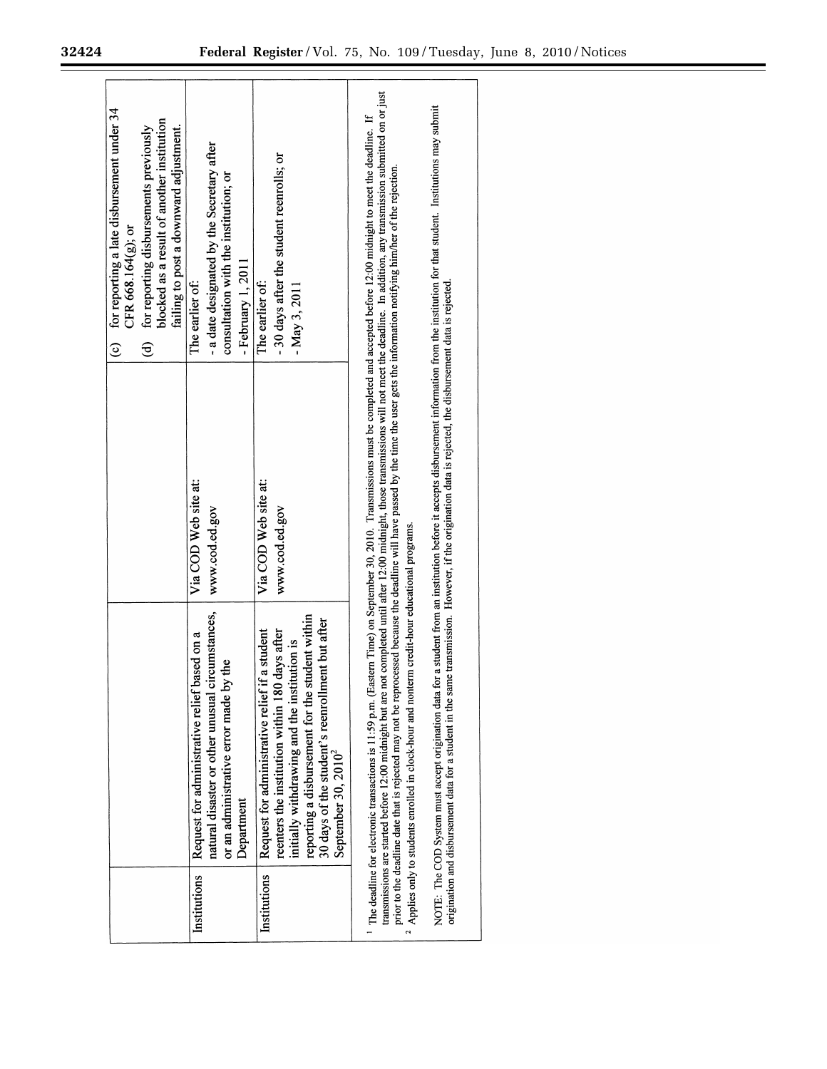| | | | |
|---|---|---|---|
| | | | (c) for reporting a late disbursement under 34 CFR 668.164(g); or<br>(d) for reporting disbursements previously blocked as a result of another institution failing to post a downward adjustment. |
| Institutions | Request for administrative relief based on a natural disaster or other unusual circumstances, or an administrative error made by the Department | Via COD Web site at: www.cod.ed.gov | The earlier of:<br>- a date designated by the Secretary after consultation with the institution; or<br>- February 1, 2011 |
| Institutions | Request for administrative relief if a student reenters the institution within 180 days after initially withdrawing and the institution is reporting a disbursement for the student within 30 days of the student's reenrollment but after September 30, 2010[2] | Via COD Web site at: www.cod.ed.gov | The earlier of:<br>- 30 days after the student reenrolls; or<br>- May 3, 2011 |

[1] The deadline for electronic transactions is 11:59 p.m. (Eastern Time) on September 30, 2010. Transmissions must be completed and accepted before 12:00 midnight to meet the deadline. If transmissions are started before 12:00 midnight but are not completed until after 12:00 midnight, those transmissions will not meet the deadline. In addition, any transmission submitted on or just prior to the deadline date that is rejected may not be reprocessed because the deadline will have passed by the time the user gets the information notifying him/her of the rejection.

[2] Applies only to students enrolled in clock-hour and nonterm credit-hour educational programs.

NOTE: The COD System must accept origination data for a student from an institution before it accepts disbursement information from the institution for that student. Institutions may submit origination and disbursement data for a student in the same transmission. However, if the origination data is rejected, the disbursement data is rejected.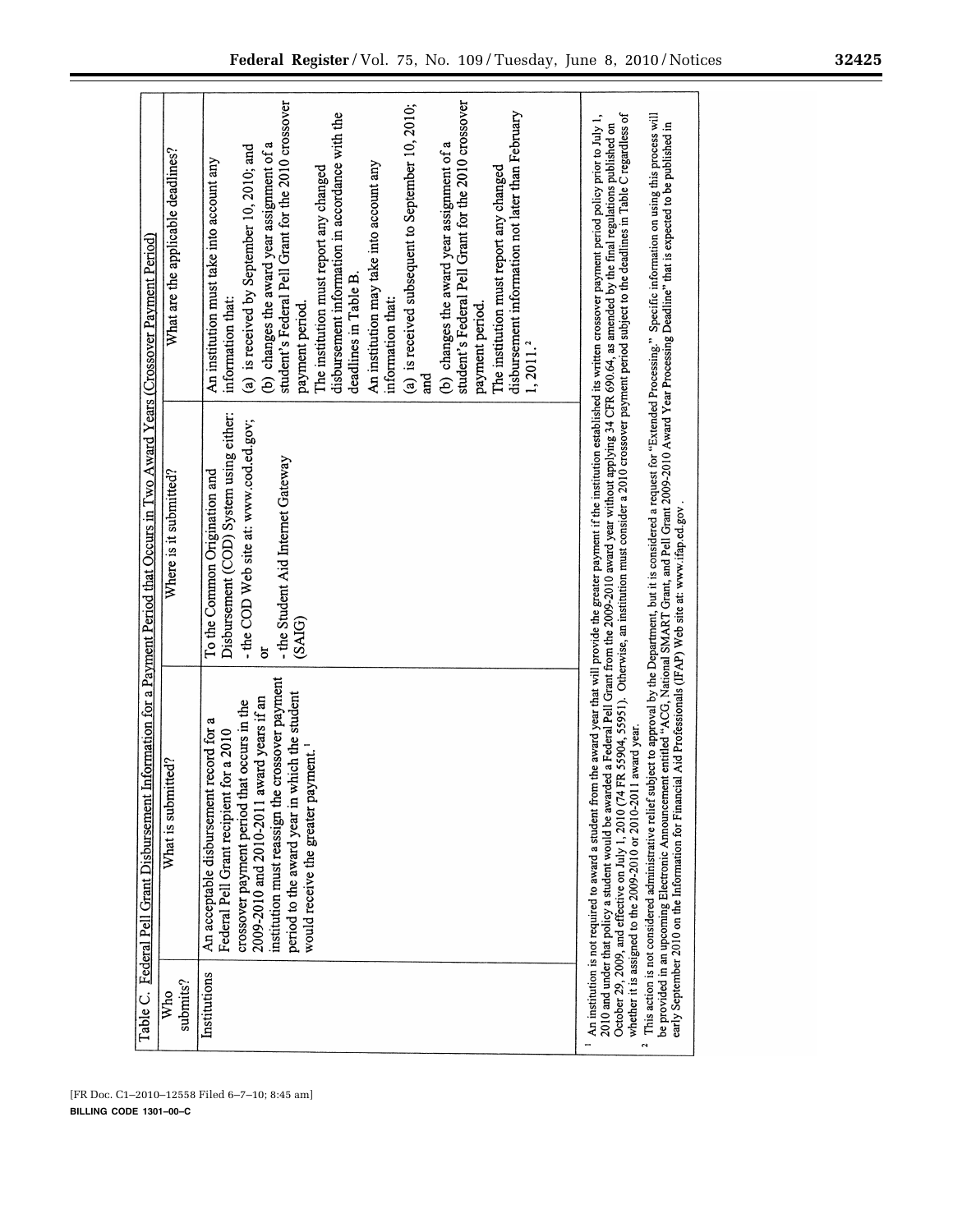Table C. Federal Pell Grant Disbursement Information for a Payment Period that Occurs in Two Award Years (Crossover Payment Period)

| Who submits? | What is submitted? | Where is it submitted? | What are the applicable deadlines? |
| --- | --- | --- | --- |
| Institutions | An acceptable disbursement record for a Federal Pell Grant recipient for a 2010 crossover payment period that occurs in the 2009-2010 and 2010-2011 award years if an institution must reassign the crossover payment period to the award year in which the student would receive the greater payment.[1] | To the Common Origination and Disbursement (COD) System using either: - the COD Web site at: www.cod.ed.gov; or - the Student Aid Internet Gateway (SAIG) | An institution must take into account any information that: (a) is received by September 10, 2010; and (b) changes the award year assignment of a student's Federal Pell Grant for the 2010 crossover payment period. The institution must report any changed disbursement information in accordance with the deadlines in Table B. An institution may take into account any information that: (a) is received subsequent to September 10, 2010; and (b) changes the award year assignment of a student's Federal Pell Grant for the 2010 crossover payment period. The institution must report any changed disbursement information not later than February 1, 2011.[2] |

[1] An institution is not required to award a student from the award year that will provide the greater payment if the institution established its written crossover payment period policy prior to July 1, 2010 and under that policy a student would be awarded a Federal Pell Grant from the 2009-2010 award year without applying 34 CFR 690.64, as amended by the final regulations published on October 29, 2009, and effective on July 1, 2010 (74 FR 55904, 55951). Otherwise, an institution must consider a 2010 crossover payment period subject to the deadlines in Table C regardless of whether it is assigned to the 2009-2010 or 2010-2011 award year.

[2] This action is not considered administrative relief subject to approval by the Department, but it is considered a request for "Extended Processing." Specific information on using this process will be provided in an upcoming Electronic Announcement entitled "ACG, National SMART Grant, and Pell Grant 2009-2010 Award Year Processing Deadline" that is expected to be published in early September 2010 on the Information for Financial Aid Professionals (IFAP) Web site at: www.ifap.ed.gov .

[FR Doc. C1–2010–12558 Filed 6–7–10; 8:45 am]

**BILLING CODE 1301–00–C**